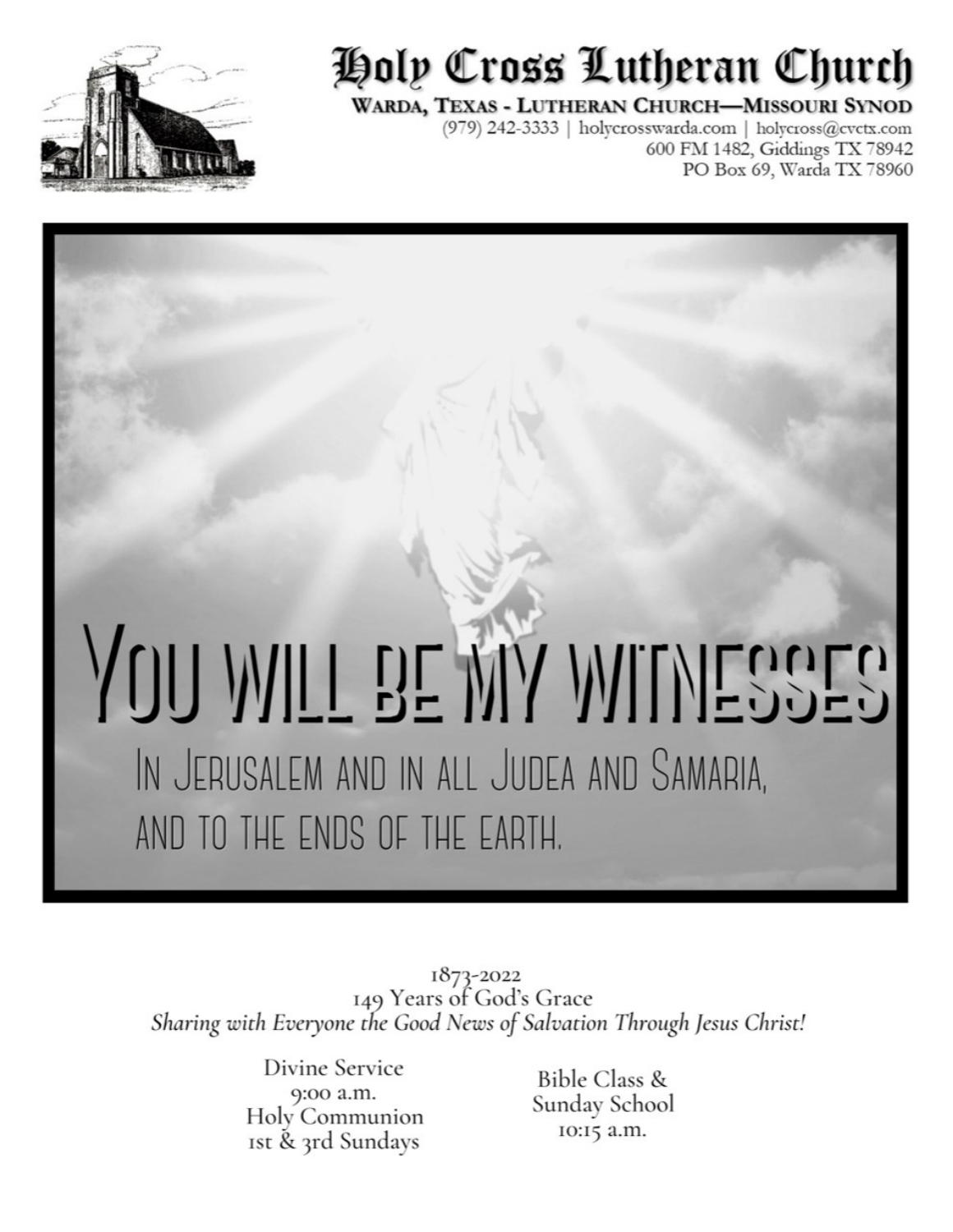# Holy Cross Lutheran Church

**WARDA, TEXAS - LUTHERAN CHURCH—MISSOURI SYNOD**

(979) 242-3333 | holycrosswarda.com | holycross@cvctx.com
600 FM 1482, Giddings TX 78942
PO Box 69, Warda TX 78960

## YOU WILL BE MY WITNESSES

IN JERUSALEM AND IN ALL JUDEA AND SAMARIA, AND TO THE ENDS OF THE EARTH.

1873-2022
149 Years of God's Grace
*Sharing with Everyone the Good News of Salvation Through Jesus Christ!*

Divine Service
9:00 a.m.
Holy Communion
1st & 3rd Sundays

Bible Class &
Sunday School
10:15 a.m.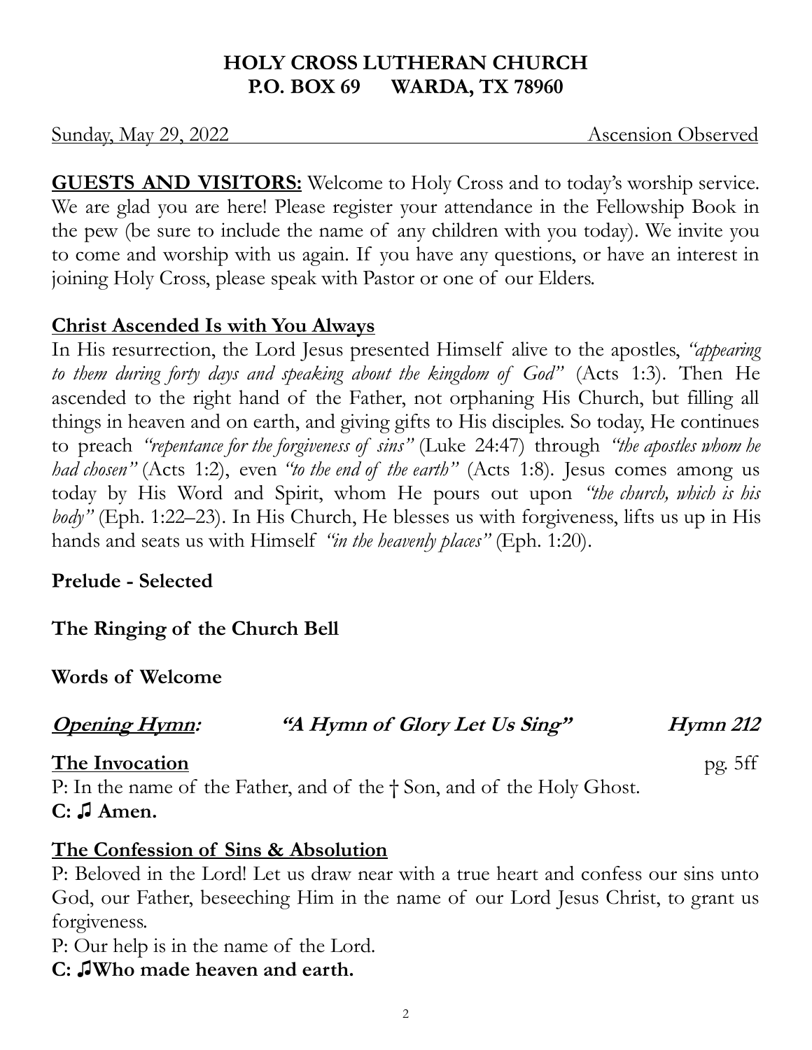**HOLY CROSS LUTHERAN CHURCH**
**P.O. BOX 69 WARDA, TX 78960**

Sunday, May 29, 2022 Ascension Observed

**GUESTS AND VISITORS:** Welcome to Holy Cross and to today's worship service. We are glad you are here! Please register your attendance in the Fellowship Book in the pew (be sure to include the name of any children with you today). We invite you to come and worship with us again. If you have any questions, or have an interest in joining Holy Cross, please speak with Pastor or one of our Elders.

**Christ Ascended Is with You Always**

In His resurrection, the Lord Jesus presented Himself alive to the apostles, *"appearing to them during forty days and speaking about the kingdom of God"* (Acts 1:3). Then He ascended to the right hand of the Father, not orphaning His Church, but filling all things in heaven and on earth, and giving gifts to His disciples. So today, He continues to preach *"repentance for the forgiveness of sins"* (Luke 24:47) through *"the apostles whom he had chosen"* (Acts 1:2), even *"to the end of the earth"* (Acts 1:8). Jesus comes among us today by His Word and Spirit, whom He pours out upon *"the church, which is his body"* (Eph. 1:22–23). In His Church, He blesses us with forgiveness, lifts us up in His hands and seats us with Himself *"in the heavenly places"* (Eph. 1:20).

**Prelude - Selected**

**The Ringing of the Church Bell**

**Words of Welcome**

***Opening Hymn:*** ***"A Hymn of Glory Let Us Sing"*** ***Hymn 212***

**The Invocation** pg. 5ff

P: In the name of the Father, and of the † Son, and of the Holy Ghost.
**C: ♫ Amen.**

**The Confession of Sins & Absolution**

P: Beloved in the Lord! Let us draw near with a true heart and confess our sins unto God, our Father, beseeching Him in the name of our Lord Jesus Christ, to grant us forgiveness.

P: Our help is in the name of the Lord.
**C: ♫Who made heaven and earth.**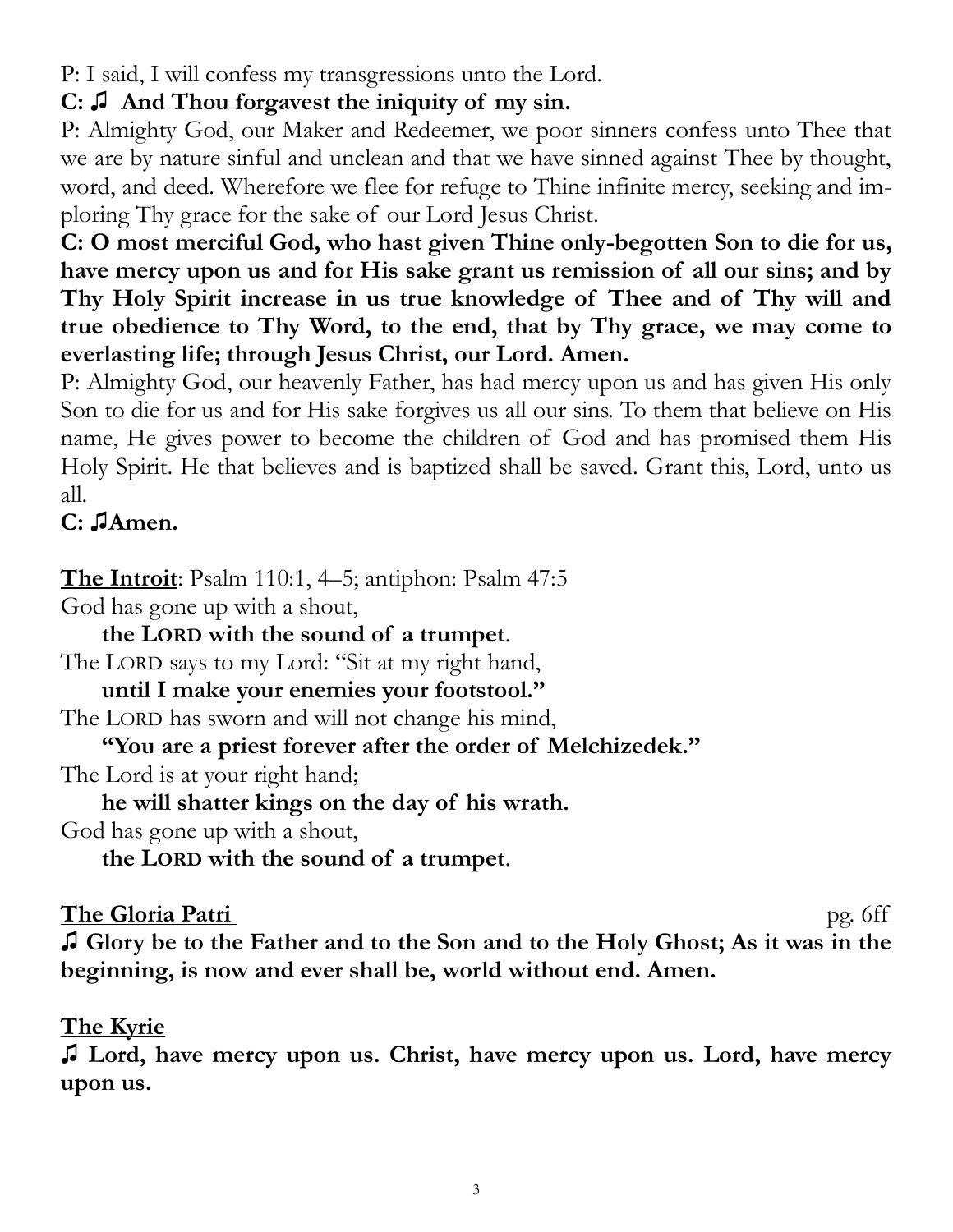P: I said, I will confess my transgressions unto the Lord.

**C: ♫ And Thou forgavest the iniquity of my sin.**

P: Almighty God, our Maker and Redeemer, we poor sinners confess unto Thee that we are by nature sinful and unclean and that we have sinned against Thee by thought, word, and deed. Wherefore we flee for refuge to Thine infinite mercy, seeking and imploring Thy grace for the sake of our Lord Jesus Christ.

**C: O most merciful God, who hast given Thine only-begotten Son to die for us, have mercy upon us and for His sake grant us remission of all our sins; and by Thy Holy Spirit increase in us true knowledge of Thee and of Thy will and true obedience to Thy Word, to the end, that by Thy grace, we may come to everlasting life; through Jesus Christ, our Lord. Amen.**

P: Almighty God, our heavenly Father, has had mercy upon us and has given His only Son to die for us and for His sake forgives us all our sins. To them that believe on His name, He gives power to become the children of God and has promised them His Holy Spirit. He that believes and is baptized shall be saved. Grant this, Lord, unto us all.

**C: ♫Amen.**

**The Introit**: Psalm 110:1, 4–5; antiphon: Psalm 47:5

God has gone up with a shout,
**the LORD with the sound of a trumpet**.

The LORD says to my Lord: "Sit at my right hand,
**until I make your enemies your footstool."**

The LORD has sworn and will not change his mind,
**"You are a priest forever after the order of Melchizedek."**

The Lord is at your right hand;
**he will shatter kings on the day of his wrath.**

God has gone up with a shout,
**the LORD with the sound of a trumpet**.

**The Gloria Patri** pg. 6ff

**♫ Glory be to the Father and to the Son and to the Holy Ghost; As it was in the beginning, is now and ever shall be, world without end. Amen.**

**The Kyrie**

**♫ Lord, have mercy upon us. Christ, have mercy upon us. Lord, have mercy upon us.**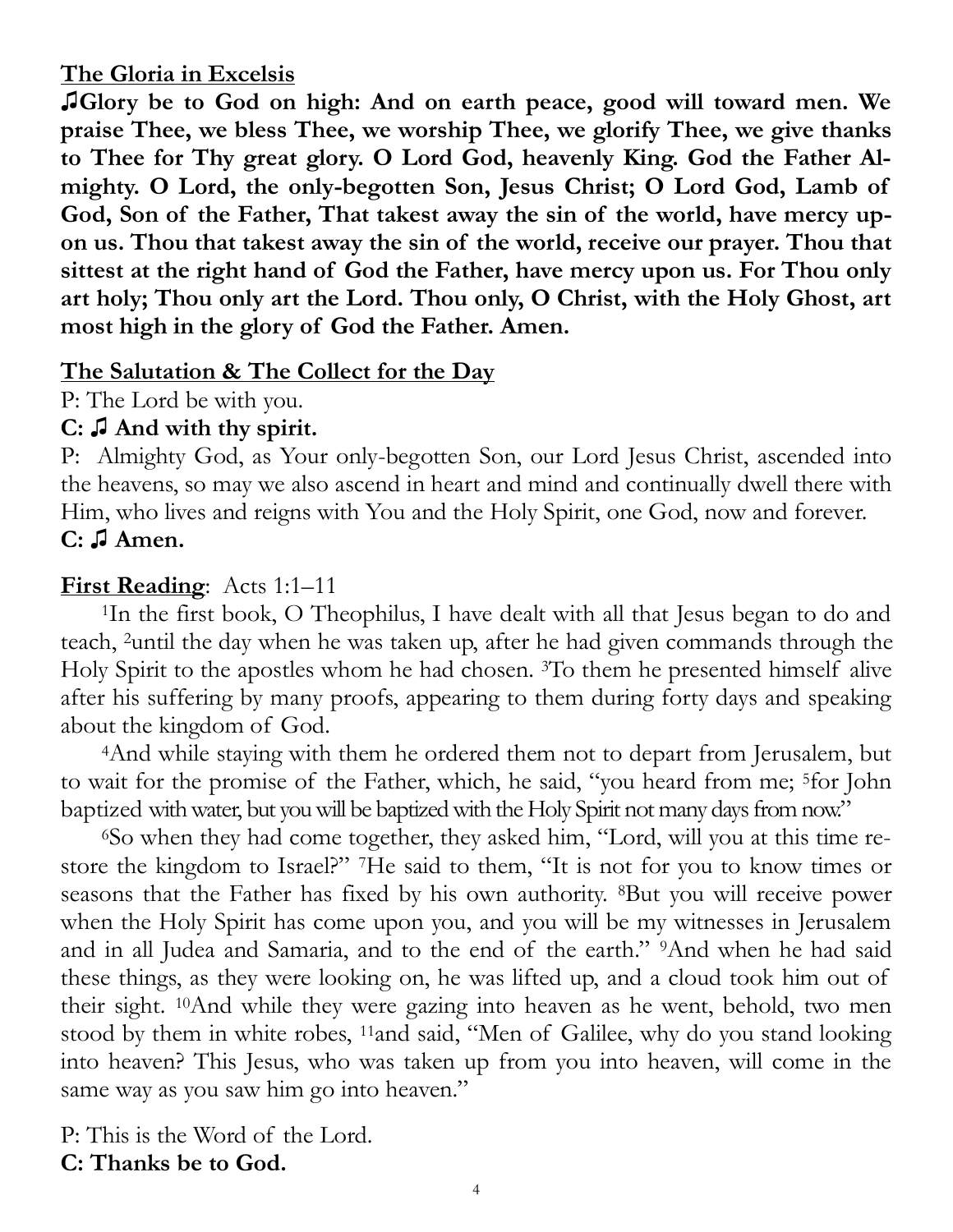**The Gloria in Excelsis**

**♫Glory be to God on high: And on earth peace, good will toward men. We praise Thee, we bless Thee, we worship Thee, we glorify Thee, we give thanks to Thee for Thy great glory. O Lord God, heavenly King. God the Father Almighty. O Lord, the only-begotten Son, Jesus Christ; O Lord God, Lamb of God, Son of the Father, That takest away the sin of the world, have mercy upon us. Thou that takest away the sin of the world, receive our prayer. Thou that sittest at the right hand of God the Father, have mercy upon us. For Thou only art holy; Thou only art the Lord. Thou only, O Christ, with the Holy Ghost, art most high in the glory of God the Father. Amen.**

**The Salutation & The Collect for the Day**

P: The Lord be with you.

**C: ♫ And with thy spirit.**

P: Almighty God, as Your only-begotten Son, our Lord Jesus Christ, ascended into the heavens, so may we also ascend in heart and mind and continually dwell there with Him, who lives and reigns with You and the Holy Spirit, one God, now and forever.

**C: ♫ Amen.**

**First Reading**: Acts 1:1–11

1In the first book, O Theophilus, I have dealt with all that Jesus began to do and teach, 2until the day when he was taken up, after he had given commands through the Holy Spirit to the apostles whom he had chosen. 3To them he presented himself alive after his suffering by many proofs, appearing to them during forty days and speaking about the kingdom of God.

4And while staying with them he ordered them not to depart from Jerusalem, but to wait for the promise of the Father, which, he said, "you heard from me; 5for John baptized with water, but you will be baptized with the Holy Spirit not many days from now."

6So when they had come together, they asked him, "Lord, will you at this time restore the kingdom to Israel?" 7He said to them, "It is not for you to know times or seasons that the Father has fixed by his own authority. 8But you will receive power when the Holy Spirit has come upon you, and you will be my witnesses in Jerusalem and in all Judea and Samaria, and to the end of the earth." 9And when he had said these things, as they were looking on, he was lifted up, and a cloud took him out of their sight. 10And while they were gazing into heaven as he went, behold, two men stood by them in white robes, 11and said, "Men of Galilee, why do you stand looking into heaven? This Jesus, who was taken up from you into heaven, will come in the same way as you saw him go into heaven."

P: This is the Word of the Lord.

**C: Thanks be to God.**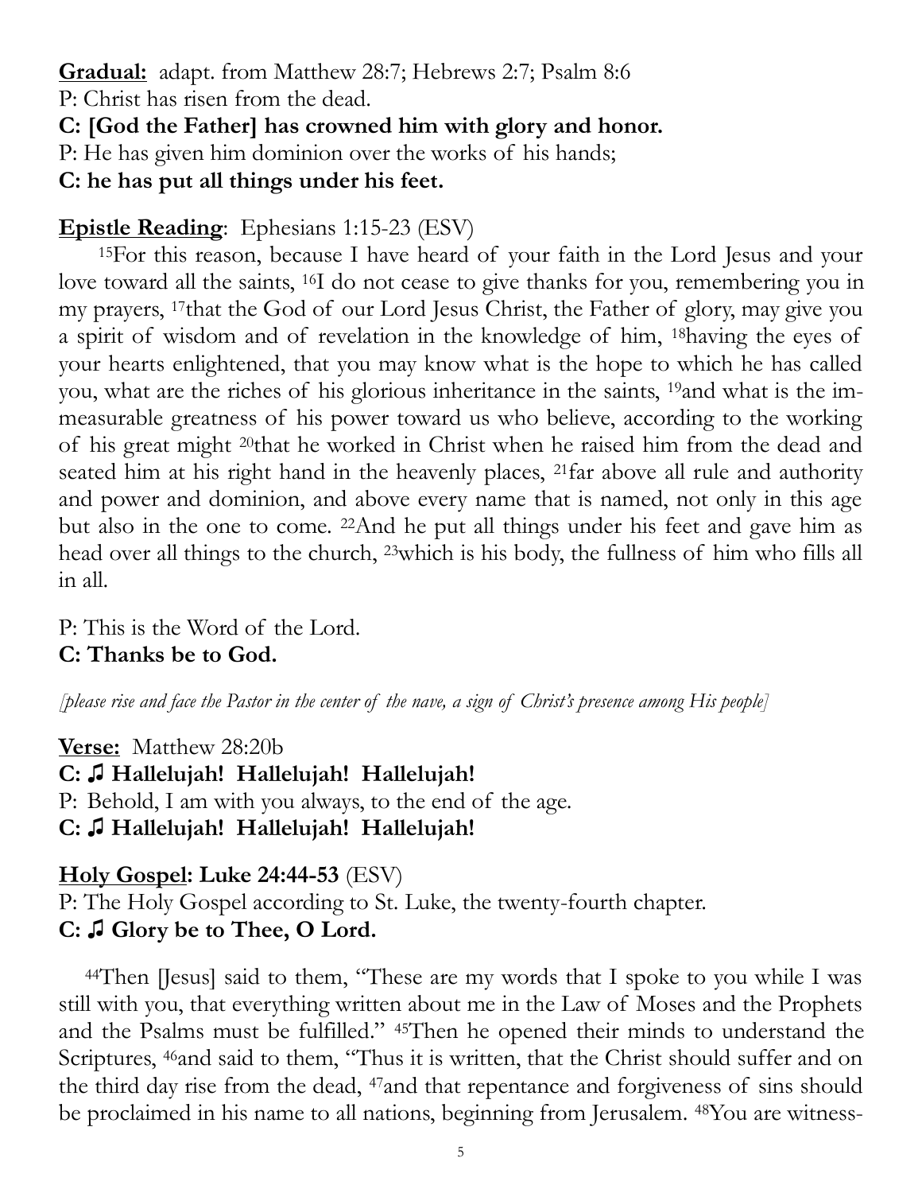**Gradual:** adapt. from Matthew 28:7; Hebrews 2:7; Psalm 8:6

P: Christ has risen from the dead.

**C: [God the Father] has crowned him with glory and honor.**

P: He has given him dominion over the works of his hands;

**C: he has put all things under his feet.**

**Epistle Reading**: Ephesians 1:15-23 (ESV)

[15]For this reason, because I have heard of your faith in the Lord Jesus and your love toward all the saints, [16]I do not cease to give thanks for you, remembering you in my prayers, [17]that the God of our Lord Jesus Christ, the Father of glory, may give you a spirit of wisdom and of revelation in the knowledge of him, [18]having the eyes of your hearts enlightened, that you may know what is the hope to which he has called you, what are the riches of his glorious inheritance in the saints, [19]and what is the immeasurable greatness of his power toward us who believe, according to the working of his great might [20]that he worked in Christ when he raised him from the dead and seated him at his right hand in the heavenly places, [21]far above all rule and authority and power and dominion, and above every name that is named, not only in this age but also in the one to come. [22]And he put all things under his feet and gave him as head over all things to the church, [23]which is his body, the fullness of him who fills all in all.

P: This is the Word of the Lord.

**C: Thanks be to God.**

*[please rise and face the Pastor in the center of the nave, a sign of Christ's presence among His people]*

**Verse:** Matthew 28:20b

**C: ♫ Hallelujah! Hallelujah! Hallelujah!**

P: Behold, I am with you always, to the end of the age.

**C: ♫ Hallelujah! Hallelujah! Hallelujah!**

**Holy Gospel: Luke 24:44-53** (ESV)

P: The Holy Gospel according to St. Luke, the twenty-fourth chapter.

**C: ♫ Glory be to Thee, O Lord.**

[44]Then [Jesus] said to them, "These are my words that I spoke to you while I was still with you, that everything written about me in the Law of Moses and the Prophets and the Psalms must be fulfilled." [45]Then he opened their minds to understand the Scriptures, [46]and said to them, "Thus it is written, that the Christ should suffer and on the third day rise from the dead, [47]and that repentance and forgiveness of sins should be proclaimed in his name to all nations, beginning from Jerusalem. [48]You are witness-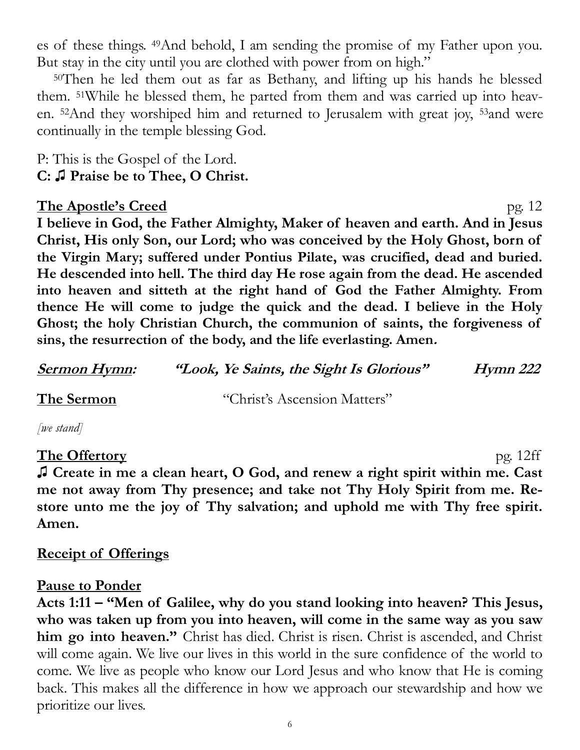es of these things. 49And behold, I am sending the promise of my Father upon you. But stay in the city until you are clothed with power from on high."

50Then he led them out as far as Bethany, and lifting up his hands he blessed them. 51While he blessed them, he parted from them and was carried up into heaven. 52And they worshiped him and returned to Jerusalem with great joy, 53and were continually in the temple blessing God.

P: This is the Gospel of the Lord.
**C: ♫ Praise be to Thee, O Christ.**

**<u>The Apostle's Creed</u>** pg. 12

**I believe in God, the Father Almighty, Maker of heaven and earth. And in Jesus Christ, His only Son, our Lord; who was conceived by the Holy Ghost, born of the Virgin Mary; suffered under Pontius Pilate, was crucified, dead and buried. He descended into hell. The third day He rose again from the dead. He ascended into heaven and sitteth at the right hand of God the Father Almighty. From thence He will come to judge the quick and the dead. I believe in the Holy Ghost; the holy Christian Church, the communion of saints, the forgiveness of sins, the resurrection of the body, and the life everlasting. Amen.**

***<u>Sermon Hymn</u>: "Look, Ye Saints, the Sight Is Glorious" Hymn 222***

**<u>The Sermon</u>** "Christ's Ascension Matters"

*[we stand]*

**<u>The Offertory</u>** pg. 12ff

**♫ Create in me a clean heart, O God, and renew a right spirit within me. Cast me not away from Thy presence; and take not Thy Holy Spirit from me. Restore unto me the joy of Thy salvation; and uphold me with Thy free spirit. Amen.**

**<u>Receipt of Offerings</u>**

**<u>Pause to Ponder</u>**

**Acts 1:11 – "Men of Galilee, why do you stand looking into heaven? This Jesus, who was taken up from you into heaven, will come in the same way as you saw him go into heaven."** Christ has died. Christ is risen. Christ is ascended, and Christ will come again. We live our lives in this world in the sure confidence of the world to come. We live as people who know our Lord Jesus and who know that He is coming back. This makes all the difference in how we approach our stewardship and how we prioritize our lives.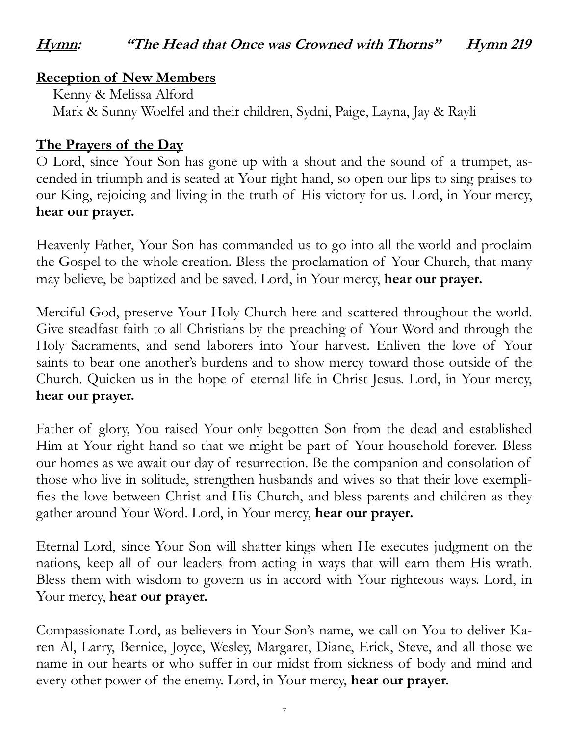***Hymn:*** ***"The Head that Once was Crowned with Thorns"*** ***Hymn 219***

**Reception of New Members**

Kenny & Melissa Alford

Mark & Sunny Woelfel and their children, Sydni, Paige, Layna, Jay & Rayli

**The Prayers of the Day**

O Lord, since Your Son has gone up with a shout and the sound of a trumpet, ascended in triumph and is seated at Your right hand, so open our lips to sing praises to our King, rejoicing and living in the truth of His victory for us. Lord, in Your mercy, **hear our prayer.**

Heavenly Father, Your Son has commanded us to go into all the world and proclaim the Gospel to the whole creation. Bless the proclamation of Your Church, that many may believe, be baptized and be saved. Lord, in Your mercy, **hear our prayer.**

Merciful God, preserve Your Holy Church here and scattered throughout the world. Give steadfast faith to all Christians by the preaching of Your Word and through the Holy Sacraments, and send laborers into Your harvest. Enliven the love of Your saints to bear one another's burdens and to show mercy toward those outside of the Church. Quicken us in the hope of eternal life in Christ Jesus. Lord, in Your mercy, **hear our prayer.**

Father of glory, You raised Your only begotten Son from the dead and established Him at Your right hand so that we might be part of Your household forever. Bless our homes as we await our day of resurrection. Be the companion and consolation of those who live in solitude, strengthen husbands and wives so that their love exemplifies the love between Christ and His Church, and bless parents and children as they gather around Your Word. Lord, in Your mercy, **hear our prayer.**

Eternal Lord, since Your Son will shatter kings when He executes judgment on the nations, keep all of our leaders from acting in ways that will earn them His wrath. Bless them with wisdom to govern us in accord with Your righteous ways. Lord, in Your mercy, **hear our prayer.**

Compassionate Lord, as believers in Your Son's name, we call on You to deliver Karen Al, Larry, Bernice, Joyce, Wesley, Margaret, Diane, Erick, Steve, and all those we name in our hearts or who suffer in our midst from sickness of body and mind and every other power of the enemy. Lord, in Your mercy, **hear our prayer.**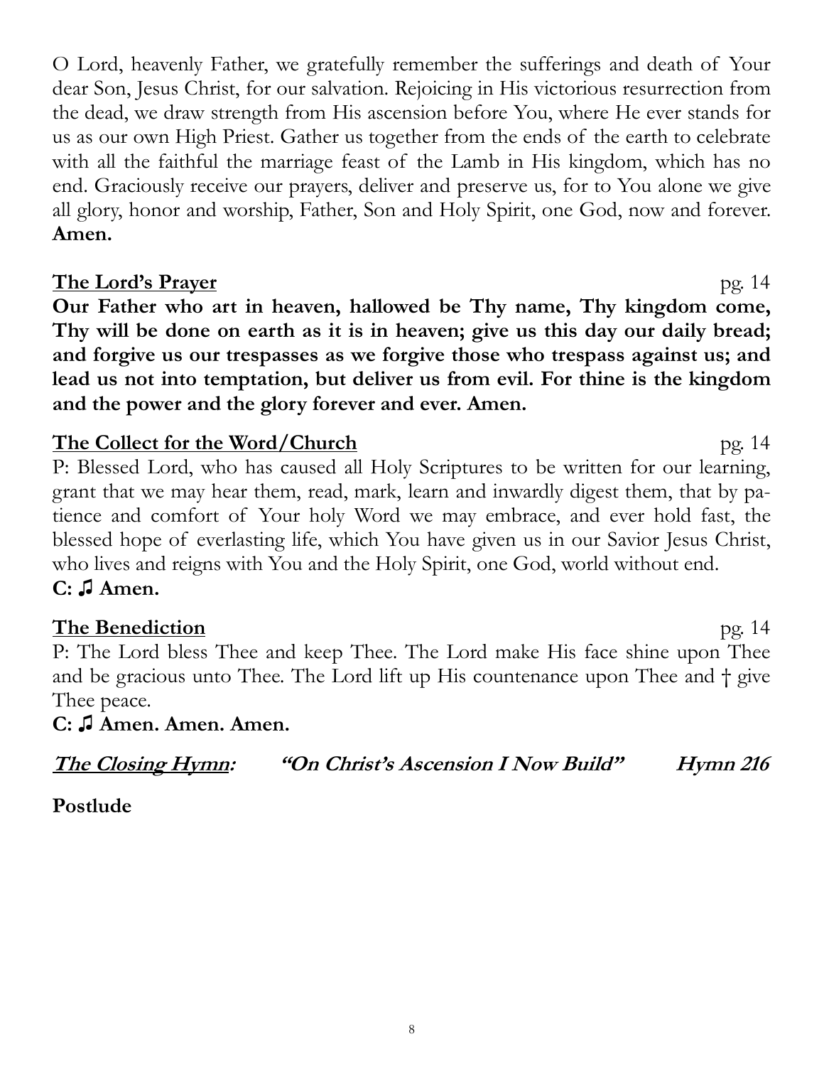O Lord, heavenly Father, we gratefully remember the sufferings and death of Your dear Son, Jesus Christ, for our salvation. Rejoicing in His victorious resurrection from the dead, we draw strength from His ascension before You, where He ever stands for us as our own High Priest. Gather us together from the ends of the earth to celebrate with all the faithful the marriage feast of the Lamb in His kingdom, which has no end. Graciously receive our prayers, deliver and preserve us, for to You alone we give all glory, honor and worship, Father, Son and Holy Spirit, one God, now and forever. **Amen.**

**The Lord's Prayer** pg. 14

**Our Father who art in heaven, hallowed be Thy name, Thy kingdom come, Thy will be done on earth as it is in heaven; give us this day our daily bread; and forgive us our trespasses as we forgive those who trespass against us; and lead us not into temptation, but deliver us from evil. For thine is the kingdom and the power and the glory forever and ever. Amen.**

**The Collect for the Word/Church** pg. 14

P: Blessed Lord, who has caused all Holy Scriptures to be written for our learning, grant that we may hear them, read, mark, learn and inwardly digest them, that by patience and comfort of Your holy Word we may embrace, and ever hold fast, the blessed hope of everlasting life, which You have given us in our Savior Jesus Christ, who lives and reigns with You and the Holy Spirit, one God, world without end.

**C: ♫ Amen.**

**The Benediction** pg. 14

P: The Lord bless Thee and keep Thee. The Lord make His face shine upon Thee and be gracious unto Thee. The Lord lift up His countenance upon Thee and † give Thee peace.

**C: ♫ Amen. Amen. Amen.**

***The Closing Hymn:* *"On Christ's Ascension I Now Build"* *Hymn 216***

**Postlude**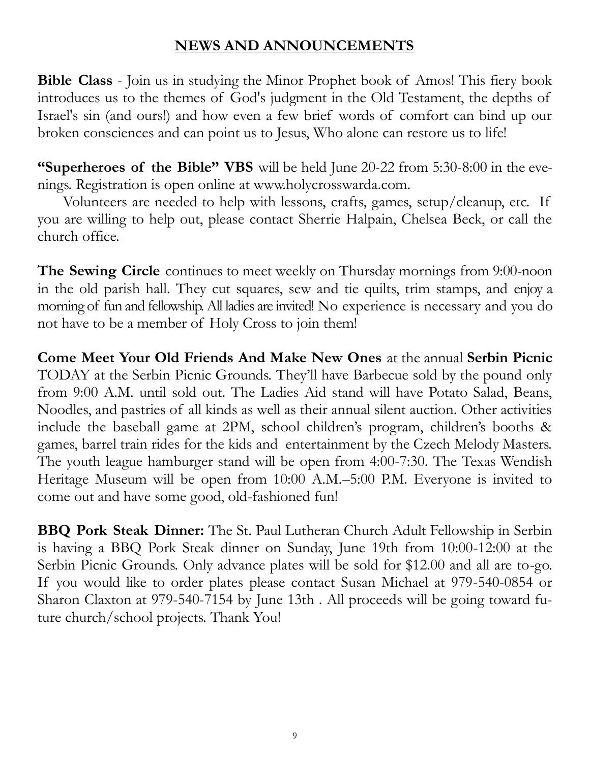## NEWS AND ANNOUNCEMENTS

**Bible Class** - Join us in studying the Minor Prophet book of Amos! This fiery book introduces us to the themes of God's judgment in the Old Testament, the depths of Israel's sin (and ours!) and how even a few brief words of comfort can bind up our broken consciences and can point us to Jesus, Who alone can restore us to life!

**"Superheroes of the Bible" VBS** will be held June 20-22 from 5:30-8:00 in the evenings. Registration is open online at www.holycrosswarda.com.

Volunteers are needed to help with lessons, crafts, games, setup/cleanup, etc. If you are willing to help out, please contact Sherrie Halpain, Chelsea Beck, or call the church office.

**The Sewing Circle** continues to meet weekly on Thursday mornings from 9:00-noon in the old parish hall. They cut squares, sew and tie quilts, trim stamps, and enjoy a morning of fun and fellowship. All ladies are invited! No experience is necessary and you do not have to be a member of Holy Cross to join them!

**Come Meet Your Old Friends And Make New Ones** at the annual **Serbin Picnic** TODAY at the Serbin Picnic Grounds. They'll have Barbecue sold by the pound only from 9:00 A.M. until sold out. The Ladies Aid stand will have Potato Salad, Beans, Noodles, and pastries of all kinds as well as their annual silent auction. Other activities include the baseball game at 2PM, school children's program, children's booths & games, barrel train rides for the kids and entertainment by the Czech Melody Masters. The youth league hamburger stand will be open from 4:00-7:30. The Texas Wendish Heritage Museum will be open from 10:00 A.M.–5:00 P.M. Everyone is invited to come out and have some good, old-fashioned fun!

**BBQ Pork Steak Dinner:** The St. Paul Lutheran Church Adult Fellowship in Serbin is having a BBQ Pork Steak dinner on Sunday, June 19th from 10:00-12:00 at the Serbin Picnic Grounds. Only advance plates will be sold for $12.00 and all are to-go. If you would like to order plates please contact Susan Michael at 979-540-0854 or Sharon Claxton at 979-540-7154 by June 13th . All proceeds will be going toward future church/school projects. Thank You!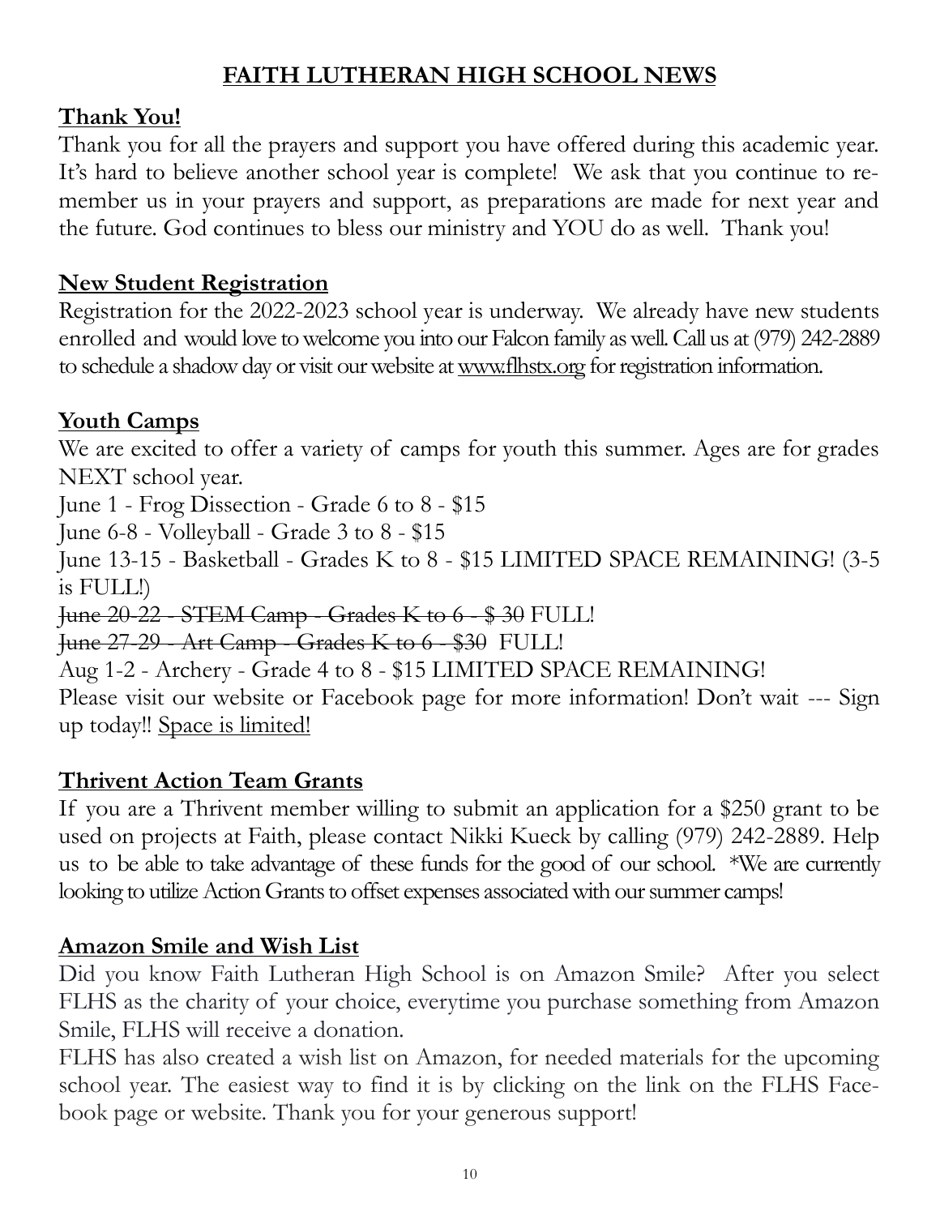# FAITH LUTHERAN HIGH SCHOOL NEWS

## Thank You!

Thank you for all the prayers and support you have offered during this academic year. It's hard to believe another school year is complete! We ask that you continue to remember us in your prayers and support, as preparations are made for next year and the future. God continues to bless our ministry and YOU do as well. Thank you!

## New Student Registration

Registration for the 2022-2023 school year is underway. We already have new students enrolled and would love to welcome you into our Falcon family as well. Call us at (979) 242-2889 to schedule a shadow day or visit our website at www.flhstx.org for registration information.

## Youth Camps

We are excited to offer a variety of camps for youth this summer. Ages are for grades NEXT school year.

June 1 - Frog Dissection - Grade 6 to 8 - $15
June 6-8 - Volleyball - Grade 3 to 8 - $15
June 13-15 - Basketball - Grades K to 8 - $15 LIMITED SPACE REMAINING! (3-5 is FULL!)
~~June 20-22 - STEM Camp - Grades K to 6 - $ 30~~ FULL!
~~June 27-29 - Art Camp - Grades K to 6 - $30~~ FULL!
Aug 1-2 - Archery - Grade 4 to 8 - $15 LIMITED SPACE REMAINING!

Please visit our website or Facebook page for more information! Don't wait --- Sign up today!! Space is limited!

## Thrivent Action Team Grants

If you are a Thrivent member willing to submit an application for a $250 grant to be used on projects at Faith, please contact Nikki Kueck by calling (979) 242-2889. Help us to be able to take advantage of these funds for the good of our school. *We are currently looking to utilize Action Grants to offset expenses associated with our summer camps!

## Amazon Smile and Wish List

Did you know Faith Lutheran High School is on Amazon Smile? After you select FLHS as the charity of your choice, everytime you purchase something from Amazon Smile, FLHS will receive a donation.

FLHS has also created a wish list on Amazon, for needed materials for the upcoming school year. The easiest way to find it is by clicking on the link on the FLHS Facebook page or website. Thank you for your generous support!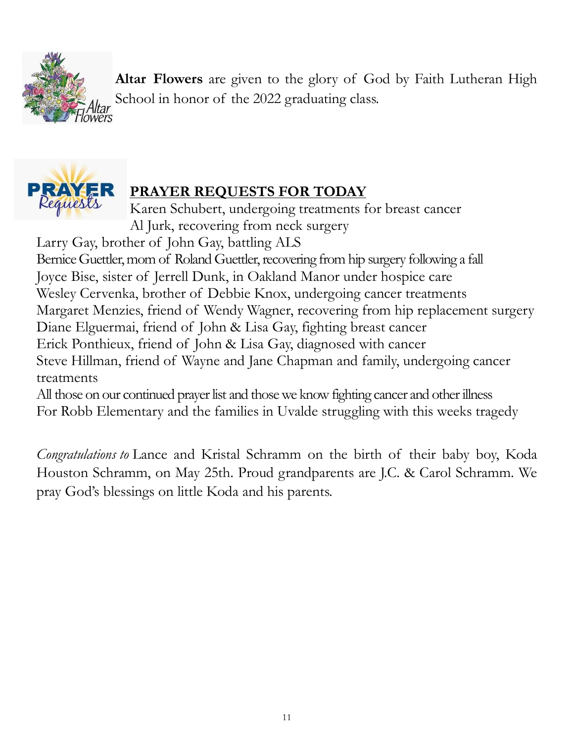**Altar Flowers** are given to the glory of God by Faith Lutheran High School in honor of the 2022 graduating class.

## PRAYER REQUESTS FOR TODAY

Karen Schubert, undergoing treatments for breast cancer
Al Jurk, recovering from neck surgery
Larry Gay, brother of John Gay, battling ALS
Bernice Guettler, mom of Roland Guettler, recovering from hip surgery following a fall
Joyce Bise, sister of Jerrell Dunk, in Oakland Manor under hospice care
Wesley Cervenka, brother of Debbie Knox, undergoing cancer treatments
Margaret Menzies, friend of Wendy Wagner, recovering from hip replacement surgery
Diane Elguermai, friend of John & Lisa Gay, fighting breast cancer
Erick Ponthieux, friend of John & Lisa Gay, diagnosed with cancer
Steve Hillman, friend of Wayne and Jane Chapman and family, undergoing cancer treatments
All those on our continued prayer list and those we know fighting cancer and other illness
For Robb Elementary and the families in Uvalde struggling with this weeks tragedy

*Congratulations to* Lance and Kristal Schramm on the birth of their baby boy, Koda Houston Schramm, on May 25th. Proud grandparents are J.C. & Carol Schramm. We pray God's blessings on little Koda and his parents.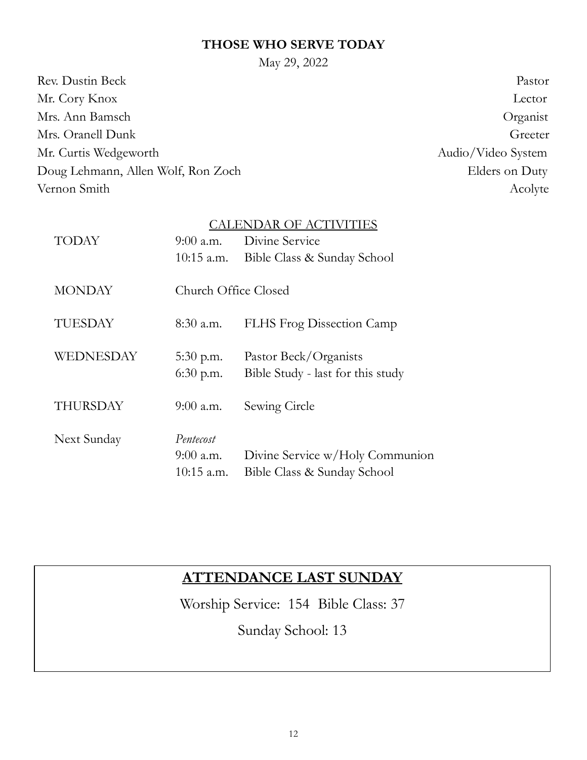**THOSE WHO SERVE TODAY**

May 29, 2022

| | |
|---|---|
| Rev. Dustin Beck | Pastor |
| Mr. Cory Knox | Lector |
| Mrs. Ann Bamsch | Organist |
| Mrs. Oranell Dunk | Greeter |
| Mr. Curtis Wedgeworth | Audio/Video System |
| Doug Lehmann, Allen Wolf, Ron Zoch | Elders on Duty |
| Vernon Smith | Acolyte |

CALENDAR OF ACTIVITIES

| | | |
|---|---|---|
| TODAY | 9:00 a.m. | Divine Service |
| | 10:15 a.m. | Bible Class & Sunday School |
| MONDAY | Church Office Closed | |
| TUESDAY | 8:30 a.m. | FLHS Frog Dissection Camp |
| WEDNESDAY | 5:30 p.m. | Pastor Beck/Organists |
| | 6:30 p.m. | Bible Study - last for this study |
| THURSDAY | 9:00 a.m. | Sewing Circle |
| Next Sunday | *Pentecost* | |
| | 9:00 a.m. | Divine Service w/Holy Communion |
| | 10:15 a.m. | Bible Class & Sunday School |

## ATTENDANCE LAST SUNDAY

Worship Service: 154 Bible Class: 37

Sunday School: 13